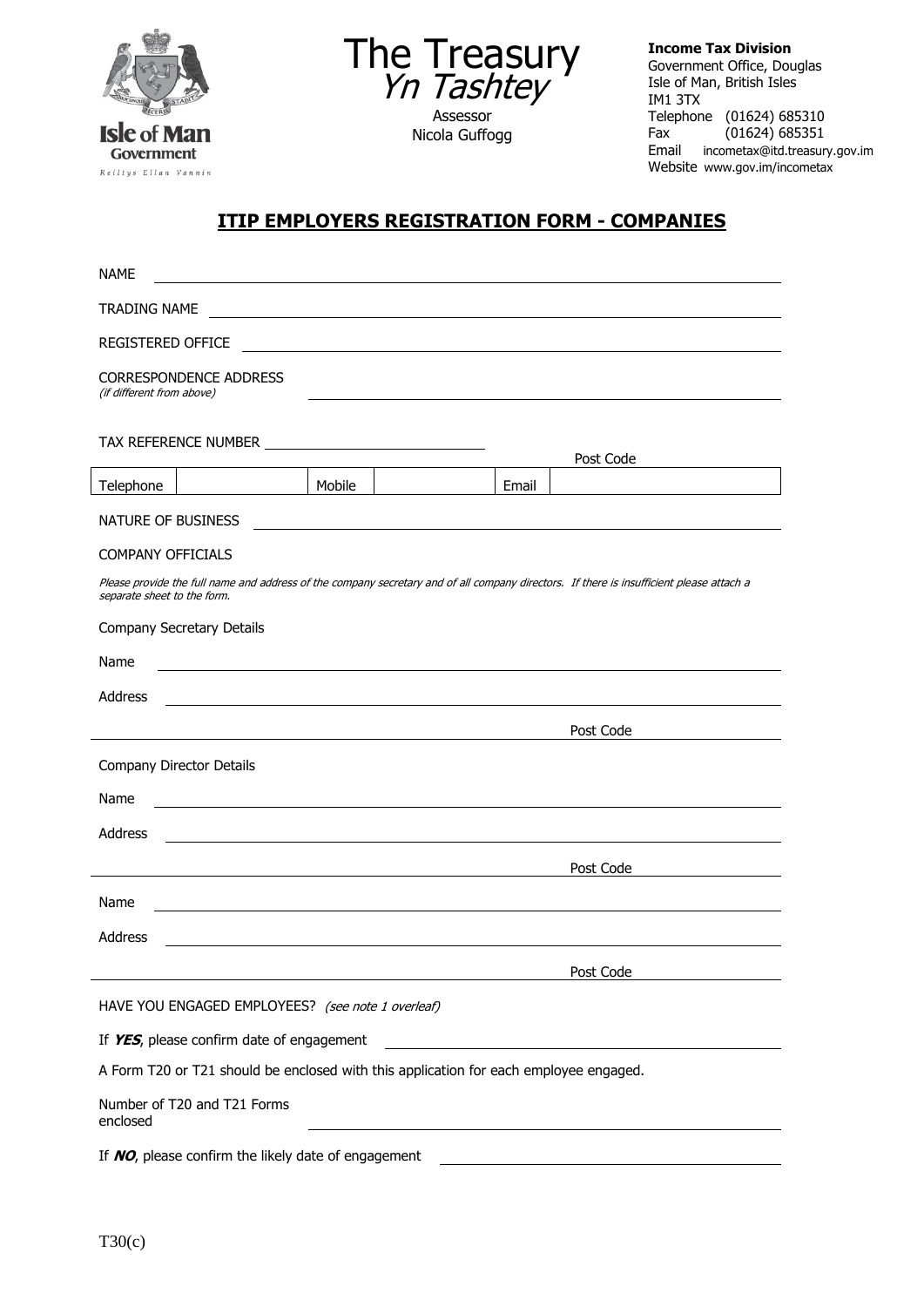Isle of Man Government
Reiltys Ellan Vannin

The Treasury
*Yn Tashtey*

Assessor
Nicola Guffogg

**Income Tax Division**
Government Office, Douglas
Isle of Man, British Isles
IM1 3TX
Telephone (01624) 685310
Fax (01624) 685351
Email incometax@itd.treasury.gov.im
Website www.gov.im/incometax

## ITIP EMPLOYERS REGISTRATION FORM - COMPANIES

NAME ______________________________

TRADING NAME ______________________________

REGISTERED OFFICE ______________________________

CORRESPONDENCE ADDRESS
*(if different from above)* ______________________________

TAX REFERENCE NUMBER ______________________________

Post Code ______________

| Telephone | | Mobile | | Email | |
|---|---|---|---|---|---|

NATURE OF BUSINESS ______________________________

COMPANY OFFICIALS

*Please provide the full name and address of the company secretary and of all company directors. If there is insufficient please attach a separate sheet to the form.*

Company Secretary Details

Name ______________________________

Address ______________________________

______________________________ Post Code ______________

Company Director Details

Name ______________________________

Address ______________________________

______________________________ Post Code ______________

Name ______________________________

Address ______________________________

______________________________ Post Code ______________

HAVE YOU ENGAGED EMPLOYEES? *(see note 1 overleaf)*

If ***YES***, please confirm date of engagement ______________________________

A Form T20 or T21 should be enclosed with this application for each employee engaged.

Number of T20 and T21 Forms enclosed ______________________________

If ***NO***, please confirm the likely date of engagement ______________________________

T30(c)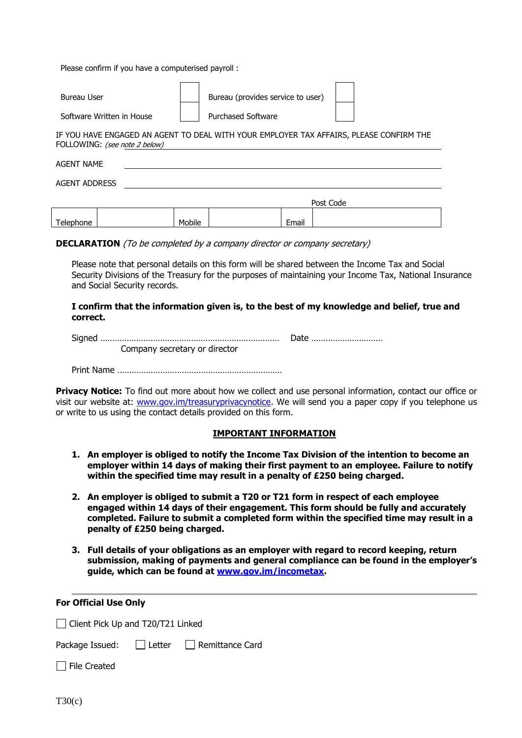Please confirm if you have a computerised payroll :

| | | | |
|---|---|---|---|
| Bureau User | ☐ | Bureau (provides service to user) | ☐ |
| Software Written in House | ☐ | Purchased Software | ☐ |

IF YOU HAVE ENGAGED AN AGENT TO DEAL WITH YOUR EMPLOYER TAX AFFAIRS, PLEASE CONFIRM THE FOLLOWING: *(see note 2 below)*

AGENT NAME ________________________________________________

AGENT ADDRESS ________________________________________________

Post Code

| | | | | | |
|---|---|---|---|---|---|
| Telephone | | Mobile | | Email | |

**DECLARATION** *(To be completed by a company director or company secretary)*

Please note that personal details on this form will be shared between the Income Tax and Social Security Divisions of the Treasury for the purposes of maintaining your Income Tax, National Insurance and Social Security records.

**I confirm that the information given is, to the best of my knowledge and belief, true and correct.**

Signed ……………………………………………………………… Date …………………………
Company secretary or director

Print Name ……………………………………………………………

**Privacy Notice:** To find out more about how we collect and use personal information, contact our office or visit our website at: www.gov.im/treasuryprivacynotice. We will send you a paper copy if you telephone us or write to us using the contact details provided on this form.

## IMPORTANT INFORMATION

1. **An employer is obliged to notify the Income Tax Division of the intention to become an employer within 14 days of making their first payment to an employee. Failure to notify within the specified time may result in a penalty of £250 being charged.**

2. **An employer is obliged to submit a T20 or T21 form in respect of each employee engaged within 14 days of their engagement. This form should be fully and accurately completed. Failure to submit a completed form within the specified time may result in a penalty of £250 being charged.**

3. **Full details of your obligations as an employer with regard to record keeping, return submission, making of payments and general compliance can be found in the employer's guide, which can be found at www.gov.im/incometax.**

---

**For Official Use Only**

☐ Client Pick Up and T20/T21 Linked

Package Issued: ☐ Letter ☐ Remittance Card

☐ File Created

T30(c)